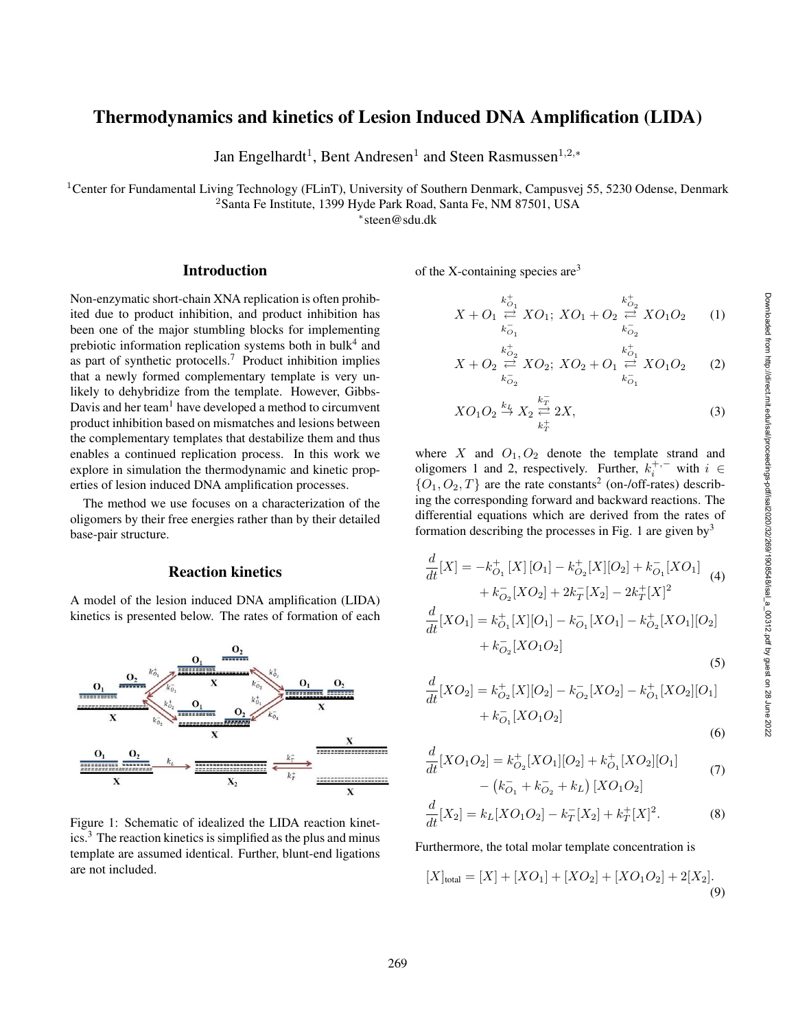# Thermodynamics and kinetics of Lesion Induced DNA Amplification (LIDA)

Jan Engelhardt[1], Bent Andresen[1] and Steen Rasmussen[1,2,*]

[1]Center for Fundamental Living Technology (FLinT), University of Southern Denmark, Campusvej 55, 5230 Odense, Denmark
[2]Santa Fe Institute, 1399 Hyde Park Road, Santa Fe, NM 87501, USA
[*]steen@sdu.dk

## Introduction

Non-enzymatic short-chain XNA replication is often prohibited due to product inhibition, and product inhibition has been one of the major stumbling blocks for implementing prebiotic information replication systems both in bulk[4] and as part of synthetic protocells.[7] Product inhibition implies that a newly formed complementary template is very unlikely to dehybridize from the template. However, Gibbs-Davis and her team[1] have developed a method to circumvent product inhibition based on mismatches and lesions between the complementary templates that destabilize them and thus enables a continued replication process. In this work we explore in simulation the thermodynamic and kinetic properties of lesion induced DNA amplification processes.

The method we use focuses on a characterization of the oligomers by their free energies rather than by their detailed base-pair structure.

## Reaction kinetics

A model of the lesion induced DNA amplification (LIDA) kinetics is presented below. The rates of formation of each of the X-containing species are[3]

$$X + O_1 \underset{k_{O_1}^-}{\overset{k_{O_1}^+}{\rightleftarrows}} XO_1;\; XO_1 + O_2 \underset{k_{O_2}^-}{\overset{k_{O_2}^+}{\rightleftarrows}} XO_1O_2 \tag{1}$$

$$X + O_2 \underset{k_{O_2}^-}{\overset{k_{O_2}^+}{\rightleftarrows}} XO_2;\; XO_2 + O_1 \underset{k_{O_1}^-}{\overset{k_{O_1}^+}{\rightleftarrows}} XO_1O_2 \tag{2}$$

$$XO_1O_2 \overset{k_L}{\rightarrow} X_2 \underset{k_T^+}{\overset{k_T^-}{\rightleftarrows}} 2X, \tag{3}$$

where $X$ and $O_1, O_2$ denote the template strand and oligomers 1 and 2, respectively. Further, $k_i^{+,-}$ with $i \in \{O_1, O_2, T\}$ are the rate constants[2] (on-/off-rates) describing the corresponding forward and backward reactions. The differential equations which are derived from the rates of formation describing the processes in Fig. 1 are given by[3]

$$\frac{d}{dt}[X] = -k_{O_1}^+[X][O_1] - k_{O_2}^+[X][O_2] + k_{O_1}^-[XO_1] + k_{O_2}^-[XO_2] + 2k_T^-[X_2] - 2k_T^+[X]^2 \tag{4}$$

$$\frac{d}{dt}[XO_1] = k_{O_1}^+[X][O_1] - k_{O_1}^-[XO_1] - k_{O_2}^+[XO_1][O_2] + k_{O_2}^-[XO_1O_2] \tag{5}$$

$$\frac{d}{dt}[XO_2] = k_{O_2}^+[X][O_2] - k_{O_2}^-[XO_2] - k_{O_1}^+[XO_2][O_1] + k_{O_1}^-[XO_1O_2] \tag{6}$$

$$\frac{d}{dt}[XO_1O_2] = k_{O_2}^+[XO_1][O_2] + k_{O_1}^+[XO_2][O_1] - \left(k_{O_1}^- + k_{O_2}^- + k_L\right)[XO_1O_2] \tag{7}$$

$$\frac{d}{dt}[X_2] = k_L[XO_1O_2] - k_T^-[X_2] + k_T^+[X]^2. \tag{8}$$

Furthermore, the total molar template concentration is

$$[X]_{\text{total}} = [X] + [XO_1] + [XO_2] + [XO_1O_2] + 2[X_2]. \tag{9}$$

Figure 1: Schematic of idealized the LIDA reaction kinetics.[3] The reaction kinetics is simplified as the plus and minus template are assumed identical. Further, blunt-end ligations are not included.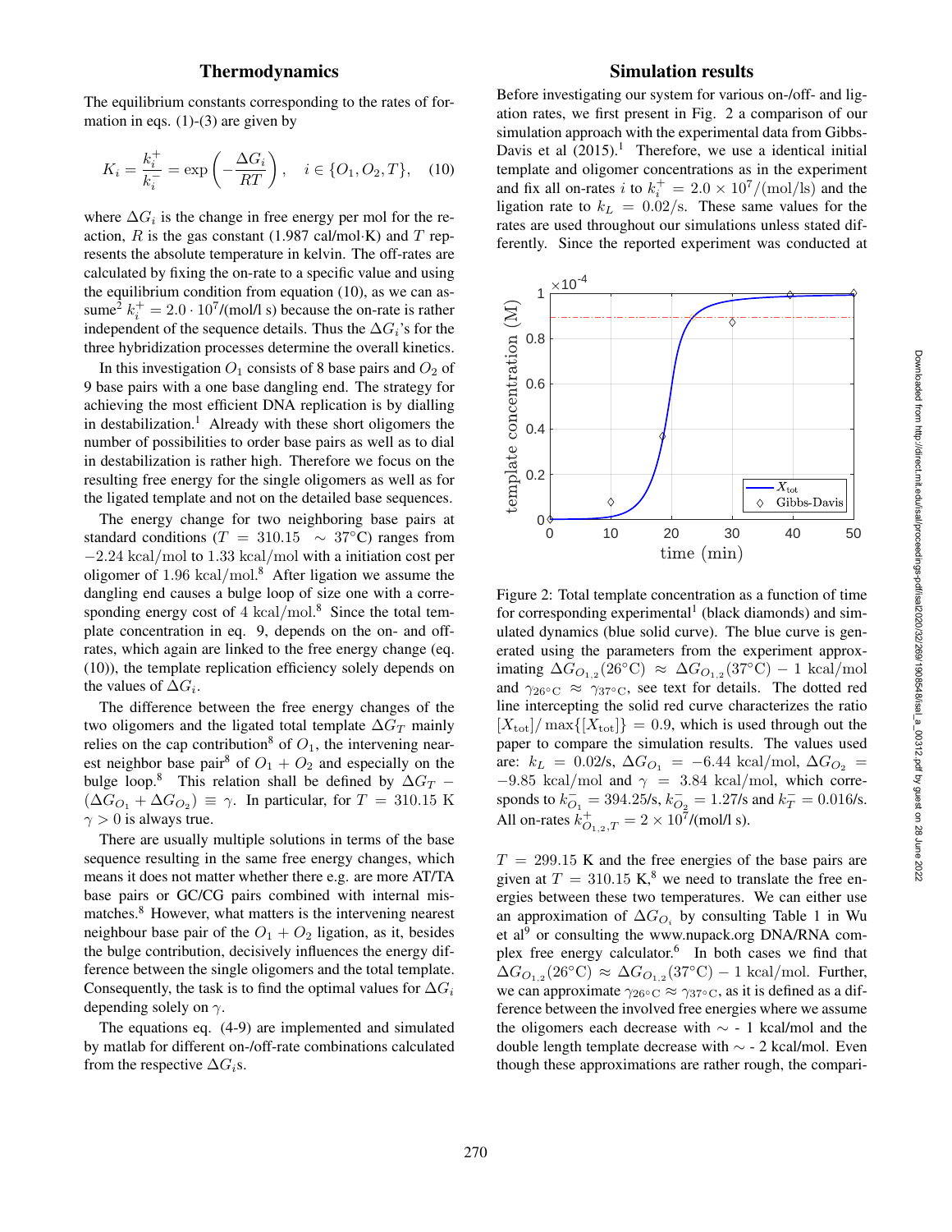## Thermodynamics

The equilibrium constants corresponding to the rates of formation in eqs. (1)-(3) are given by

$$K_i = \frac{k_i^+}{k_i^-} = \exp\left(-\frac{\Delta G_i}{RT}\right), \quad i \in \{O_1, O_2, T\}, \quad (10)$$

where $\Delta G_i$ is the change in free energy per mol for the reaction, $R$ is the gas constant (1.987 cal/mol·K) and $T$ represents the absolute temperature in kelvin. The off-rates are calculated by fixing the on-rate to a specific value and using the equilibrium condition from equation (10), as we can assume[2] $k_i^+ = 2.0 \cdot 10^7$/(mol/l s) because the on-rate is rather independent of the sequence details. Thus the $\Delta G_i$'s for the three hybridization processes determine the overall kinetics.

In this investigation $O_1$ consists of 8 base pairs and $O_2$ of 9 base pairs with a one base dangling end. The strategy for achieving the most efficient DNA replication is by dialling in destabilization.[1] Already with these short oligomers the number of possibilities to order base pairs as well as to dial in destabilization is rather high. Therefore we focus on the resulting free energy for the single oligomers as well as for the ligated template and not on the detailed base sequences.

The energy change for two neighboring base pairs at standard conditions ($T = 310.15 \sim 37°$C) ranges from $-2.24$ kcal/mol to $1.33$ kcal/mol with a initiation cost per oligomer of $1.96$ kcal/mol.[8] After ligation we assume the dangling end causes a bulge loop of size one with a corresponding energy cost of $4$ kcal/mol.[8] Since the total template concentration in eq. 9, depends on the on- and off-rates, which again are linked to the free energy change (eq. (10)), the template replication efficiency solely depends on the values of $\Delta G_i$.

The difference between the free energy changes of the two oligomers and the ligated total template $\Delta G_T$ mainly relies on the cap contribution[8] of $O_1$, the intervening nearest neighbor base pair[8] of $O_1 + O_2$ and especially on the bulge loop.[8] This relation shall be defined by $\Delta G_T - (\Delta G_{O_1} + \Delta G_{O_2}) \equiv \gamma$. In particular, for $T = 310.15$ K $\gamma > 0$ is always true.

There are usually multiple solutions in terms of the base sequence resulting in the same free energy changes, which means it does not matter whether there e.g. are more AT/TA base pairs or GC/CG pairs combined with internal mismatches.[8] However, what matters is the intervening nearest neighbour base pair of the $O_1 + O_2$ ligation, as it, besides the bulge contribution, decisively influences the energy difference between the single oligomers and the total template. Consequently, the task is to find the optimal values for $\Delta G_i$ depending solely on $\gamma$.

The equations eq. (4-9) are implemented and simulated by matlab for different on-/off-rate combinations calculated from the respective $\Delta G_i$s.

## Simulation results

Before investigating our system for various on-/off- and ligation rates, we first present in Fig. 2 a comparison of our simulation approach with the experimental data from Gibbs-Davis et al (2015).[1] Therefore, we use a identical initial template and oligomer concentrations as in the experiment and fix all on-rates $i$ to $k_i^+ = 2.0 \times 10^7/(\text{mol/ls})$ and the ligation rate to $k_L = 0.02$/s. These same values for the rates are used throughout our simulations unless stated differently. Since the reported experiment was conducted at

Figure 2: Total template concentration as a function of time for corresponding experimental[1] (black diamonds) and simulated dynamics (blue solid curve). The blue curve is generated using the parameters from the experiment approximating $\Delta G_{O_{1,2}}(26°\text{C}) \approx \Delta G_{O_{1,2}}(37°\text{C}) - 1$ kcal/mol and $\gamma_{26°\text{C}} \approx \gamma_{37°\text{C}}$, see text for details. The dotted red line intercepting the solid red curve characterizes the ratio $[X_{\text{tot}}]/\max\{[X_{\text{tot}}]\} = 0.9$, which is used through out the paper to compare the simulation results. The values used are: $k_L = 0.02$/s, $\Delta G_{O_1} = -6.44$ kcal/mol, $\Delta G_{O_2} = -9.85$ kcal/mol and $\gamma = 3.84$ kcal/mol, which corresponds to $k_{O_1}^- = 394.25$/s, $k_{O_2}^- = 1.27$/s and $k_T^- = 0.016$/s. All on-rates $k_{O_{1,2},T}^+ = 2 \times 10^7$/(mol/l s).

$T = 299.15$ K and the free energies of the base pairs are given at $T = 310.15$ K,[8] we need to translate the free energies between these two temperatures. We can either use an approximation of $\Delta G_{O_i}$ by consulting Table 1 in Wu et al[9] or consulting the www.nupack.org DNA/RNA complex free energy calculator.[6] In both cases we find that $\Delta G_{O_{1,2}}(26°\text{C}) \approx \Delta G_{O_{1,2}}(37°\text{C}) - 1$ kcal/mol. Further, we can approximate $\gamma_{26°\text{C}} \approx \gamma_{37°\text{C}}$, as it is defined as a difference between the involved free energies where we assume the oligomers each decrease with $\sim$ - 1 kcal/mol and the double length template decrease with $\sim$ - 2 kcal/mol. Even though these approximations are rather rough, the compari-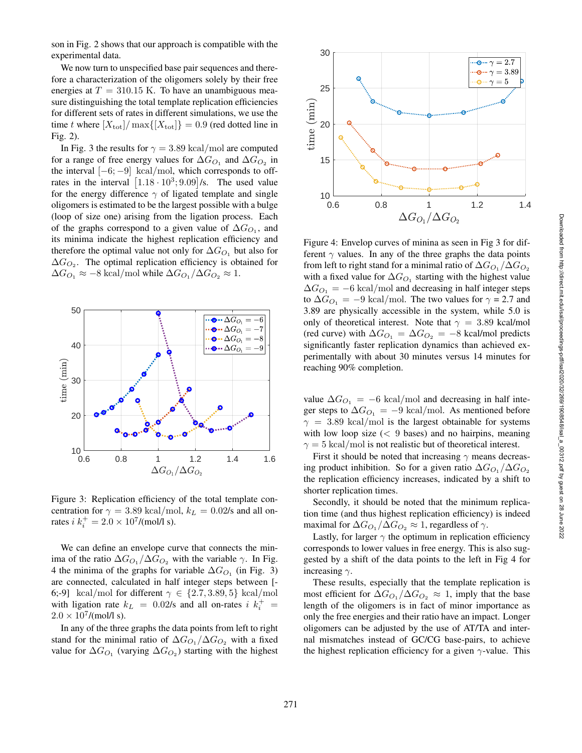son in Fig. 2 shows that our approach is compatible with the experimental data.

We now turn to unspecified base pair sequences and therefore a characterization of the oligomers solely by their free energies at $T = 310.15$ K. To have an unambiguous measure distinguishing the total template replication efficiencies for different sets of rates in different simulations, we use the time $t$ where $[X_{\mathrm{tot}}]/\max\{[X_{\mathrm{tot}}]\} = 0.9$ (red dotted line in Fig. 2).

In Fig. 3 the results for $\gamma = 3.89$ kcal/mol are computed for a range of free energy values for $\Delta G_{O_1}$ and $\Delta G_{O_2}$ in the interval $[-6; -9]$ kcal/mol, which corresponds to off-rates in the interval $\left[1.18 \cdot 10^3; 9.09\right]$/s. The used value for the energy difference $\gamma$ of ligated template and single oligomers is estimated to be the largest possible with a bulge (loop of size one) arising from the ligation process. Each of the graphs correspond to a given value of $\Delta G_{O_1}$, and its minima indicate the highest replication efficiency and therefore the optimal value not only for $\Delta G_{O_1}$ but also for $\Delta G_{O_2}$. The optimal replication efficiency is obtained for $\Delta G_{O_1} \approx -8$ kcal/mol while $\Delta G_{O_1}/\Delta G_{O_2} \approx 1$.

Figure 3: Replication efficiency of the total template concentration for $\gamma = 3.89$ kcal/mol, $k_L = 0.02$/s and all on-rates $i$ $k_i^+ = 2.0 \times 10^7$/(mol/l s).

We can define an envelope curve that connects the minima of the ratio $\Delta G_{O_1}/\Delta G_{O_2}$ with the variable $\gamma$. In Fig. 4 the minima of the graphs for variable $\Delta G_{O_1}$ (in Fig. 3) are connected, calculated in half integer steps between [-6;-9] kcal/mol for different $\gamma \in \{2.7, 3.89, 5\}$ kcal/mol with ligation rate $k_L = 0.02$/s and all on-rates $i$ $k_i^+ = 2.0 \times 10^7$/(mol/l s).

In any of the three graphs the data points from left to right stand for the minimal ratio of $\Delta G_{O_1}/\Delta G_{O_2}$ with a fixed value for $\Delta G_{O_1}$ (varying $\Delta G_{O_2}$) starting with the highest value $\Delta G_{O_1} = -6$ kcal/mol and decreasing in half integer steps to $\Delta G_{O_1} = -9$ kcal/mol. As mentioned before $\gamma = 3.89$ kcal/mol is the largest obtainable for systems with low loop size ($< 9$ bases) and no hairpins, meaning $\gamma = 5$ kcal/mol is not realistic but of theoretical interest.

Figure 4: Envelop curves of minina as seen in Fig 3 for different $\gamma$ values. In any of the three graphs the data points from left to right stand for a minimal ratio of $\Delta G_{O_1}/\Delta G_{O_2}$ with a fixed value for $\Delta G_{O_1}$ starting with the highest value $\Delta G_{O_1} = -6$ kcal/mol and decreasing in half integer steps to $\Delta G_{O_1} = -9$ kcal/mol. The two values for $\gamma$ = 2.7 and 3.89 are physically accessible in the system, while 5.0 is only of theoretical interest. Note that $\gamma = 3.89$ kcal/mol (red curve) with $\Delta G_{O_1} = \Delta G_{O_2} = -8$ kcal/mol predicts significantly faster replication dynamics than achieved experimentally with about 30 minutes versus 14 minutes for reaching 90% completion.

First it should be noted that increasing $\gamma$ means decreasing product inhibition. So for a given ratio $\Delta G_{O_1}/\Delta G_{O_2}$ the replication efficiency increases, indicated by a shift to shorter replication times.

Secondly, it should be noted that the minimum replication time (and thus highest replication efficiency) is indeed maximal for $\Delta G_{O_1}/\Delta G_{O_2} \approx 1$, regardless of $\gamma$.

Lastly, for larger $\gamma$ the optimum in replication efficiency corresponds to lower values in free energy. This is also suggested by a shift of the data points to the left in Fig 4 for increasing $\gamma$.

These results, especially that the template replication is most efficient for $\Delta G_{O_1}/\Delta G_{O_2} \approx 1$, imply that the base length of the oligomers is in fact of minor importance as only the free energies and their ratio have an impact. Longer oligomers can be adjusted by the use of AT/TA and internal mismatches instead of GC/CG base-pairs, to achieve the highest replication efficiency for a given $\gamma$-value. This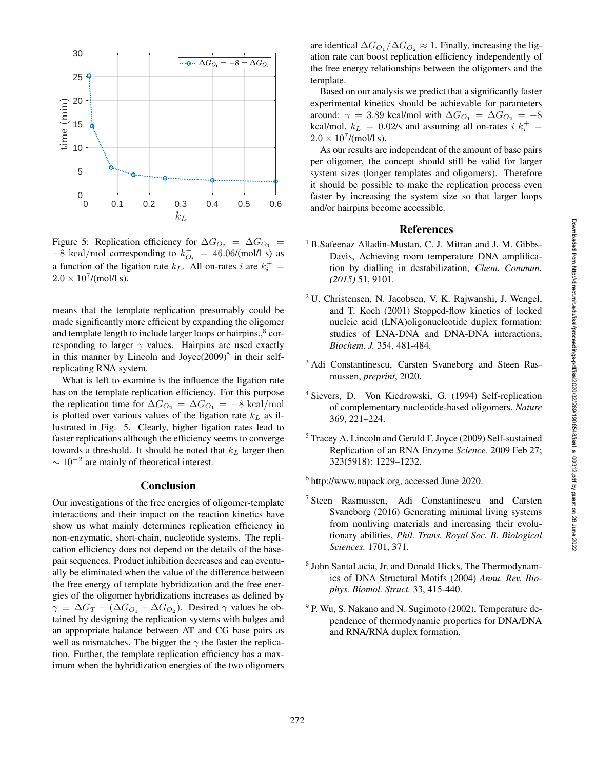30
25
20
15
10
5
0
time (min)
0
0.1
0.2
0.3
0.4
0.5
0.6
$k_L$
$\Delta G_{O_1} = -8 = \Delta G_{O_2}$

Figure 5: Replication efficiency for $\Delta G_{O_2} = \Delta G_{O_1} = -8$ kcal/mol corresponding to $k^-_{O_i} = 46.06$/(mol/l s) as a function of the ligation rate $k_L$. All on-rates $i$ are $k^+_i = 2.0 \times 10^7$/(mol/l s).

means that the template replication presumably could be made significantly more efficient by expanding the oligomer and template length to include larger loops or hairpins.,[8] corresponding to larger $\gamma$ values. Hairpins are used exactly in this manner by Lincoln and Joyce(2009)[5] in their self-replicating RNA system.

What is left to examine is the influence the ligation rate has on the template replication efficiency. For this purpose the replication time for $\Delta G_{O_2} = \Delta G_{O_1} = -8$ kcal/mol is plotted over various values of the ligation rate $k_L$ as illustrated in Fig. 5. Clearly, higher ligation rates lead to faster replications although the efficiency seems to converge towards a threshold. It should be noted that $k_L$ larger then $\sim 10^{-2}$ are mainly of theoretical interest.

## Conclusion

Our investigations of the free energies of oligomer-template interactions and their impact on the reaction kinetics have show us what mainly determines replication efficiency in non-enzymatic, short-chain, nucleotide systems. The replication efficiency does not depend on the details of the base-pair sequences. Product inhibition decreases and can eventually be eliminated when the value of the difference between the free energy of template hybridization and the free energies of the oligomer hybridizations increases as defined by $\gamma \equiv \Delta G_T - (\Delta G_{O_1} + \Delta G_{O_2})$. Desired $\gamma$ values be obtained by designing the replication systems with bulges and an appropriate balance between AT and CG base pairs as well as mismatches. The bigger the $\gamma$ the faster the replication. Further, the template replication efficiency has a maximum when the hybridization energies of the two oligomers are identical $\Delta G_{O_1}/\Delta G_{O_2} \approx 1$. Finally, increasing the ligation rate can boost replication efficiency independently of the free energy relationships between the oligomers and the template.

Based on our analysis we predict that a significantly faster experimental kinetics should be achievable for parameters around: $\gamma = 3.89$ kcal/mol with $\Delta G_{O_1} = \Delta G_{O_2} = -8$ kcal/mol, $k_L = 0.02$/s and assuming all on-rates $i$ $k^+_i = 2.0 \times 10^7$/(mol/l s).

As our results are independent of the amount of base pairs per oligomer, the concept should still be valid for larger system sizes (longer templates and oligomers). Therefore it should be possible to make the replication process even faster by increasing the system size so that larger loops and/or hairpins become accessible.

## References

[1] B.Safeenaz Alladin-Mustan, C. J. Mitran and J. M. Gibbs-Davis, Achieving room temperature DNA amplification by dialling in destabilization, *Chem. Commun. (2015)* 51, 9101.

[2] U. Christensen, N. Jacobsen, V. K. Rajwanshi, J. Wengel, and T. Koch (2001) Stopped-flow kinetics of locked nucleic acid (LNA)oligonucleotide duplex formation: studies of LNA-DNA and DNA-DNA interactions, *Biochem. J.* 354, 481-484.

[3] Adi Constantinescu, Carsten Svaneborg and Steen Rasmussen, *preprint*, 2020.

[4] Sievers, D. Von Kiedrowski, G. (1994) Self-replication of complementary nucleotide-based oligomers. *Nature* 369, 221–224.

[5] Tracey A. Lincoln and Gerald F. Joyce (2009) Self-sustained Replication of an RNA Enzyme *Science*. 2009 Feb 27; 323(5918): 1229–1232.

[6] http://www.nupack.org, accessed June 2020.

[7] Steen Rasmussen, Adi Constantinescu and Carsten Svaneborg (2016) Generating minimal living systems from nonliving materials and increasing their evolutionary abilities, *Phil. Trans. Royal Soc. B. Biological Sciences.* 1701, 371.

[8] John SantaLucia, Jr. and Donald Hicks, The Thermodynamics of DNA Structural Motifs (2004) *Annu. Rev. Biophys. Biomol. Struct.* 33, 415-440.

[9] P. Wu, S. Nakano and N. Sugimoto (2002), Temperature dependence of thermodynamic properties for DNA/DNA and RNA/RNA duplex formation.